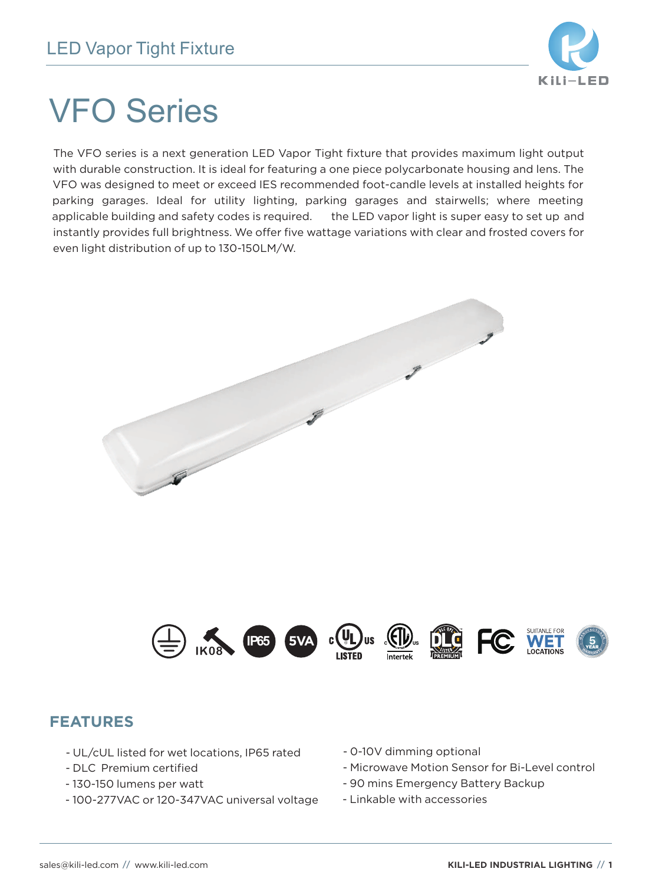# LED Vapor Tight Fixture

# VFO Series

The VFO series is a next generation LED Vapor Tight fixture that provides maximum light output with durable construction. It is ideal for featuring a one piece polycarbonate housing and lens. The VFO was designed to meet or exceed IES recommended foot-candle levels at installed heights for parking garages. Ideal for utility lighting, parking garages and stairwells; where meeting applicable building and safety codes is required.   the LED vapor light is super easy to set up and instantly provides full brightness. We offer five wattage variations with clear and frosted covers for even light distribution of up to 130-150LM/W.

## FEATURES

- UL/cUL listed for wet locations, IP65 rated
- DLC Premium certified
- 130-150 lumens per watt
- 100-277VAC or 120-347VAC universal voltage
- 0-10V dimming optional
- Microwave Motion Sensor for Bi-Level control
- 90 mins Emergency Battery Backup
- Linkable with accessories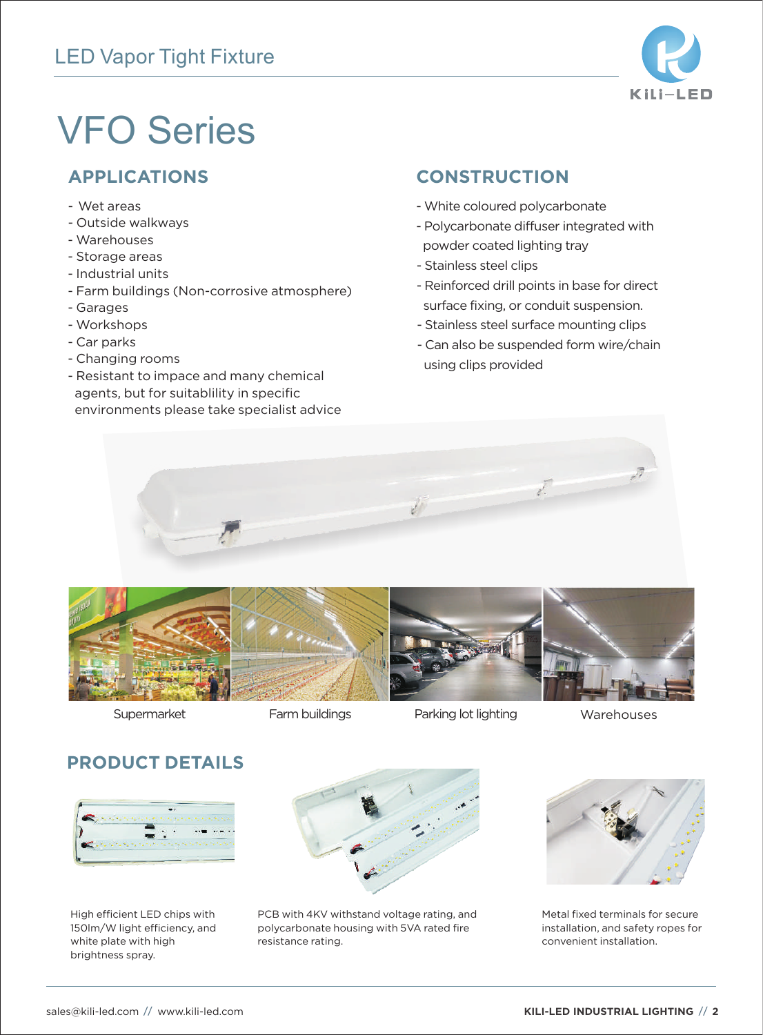LED Vapor Tight Fixture

# VFO Series

## APPLICATIONS

- Wet areas
- Outside walkways
- Warehouses
- Storage areas
- Industrial units
- Farm buildings (Non-corrosive atmosphere)
- Garages
- Workshops
- Car parks
- Changing rooms
- Resistant to impace and many chemical agents, but for suitablility in specific environments please take specialist advice

## CONSTRUCTION

- White coloured polycarbonate
- Polycarbonate diffuser integrated with powder coated lighting tray
- Stainless steel clips
- Reinforced drill points in base for direct surface fixing, or conduit suspension.
- Stainless steel surface mounting clips
- Can also be suspended form wire/chain using clips provided

Supermarket

Farm buildings

Parking lot lighting

Warehouses

## PRODUCT DETAILS

High efficient LED chips with 150lm/W light efficiency, and white plate with high brightness spray.

PCB with 4KV withstand voltage rating, and polycarbonate housing with 5VA rated fire resistance rating.

Metal fixed terminals for secure installation, and safety ropes for convenient installation.

sales@kili-led.com // www.kili-led.com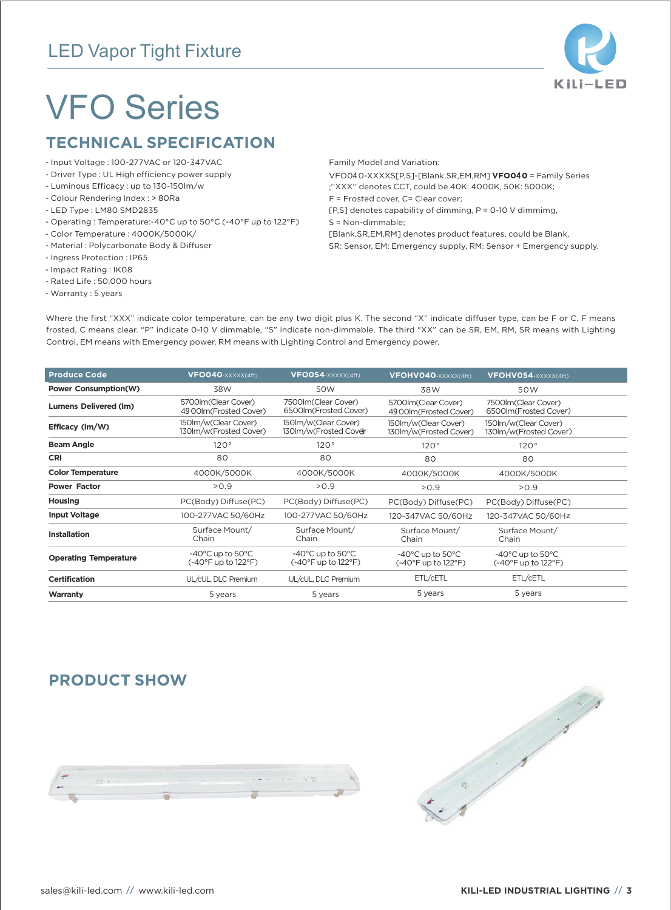LED Vapor Tight Fixture

# VFO Series

## TECHNICAL SPECIFICATION

- Input Voltage : 100-277VAC or 120-347VAC
- Driver Type : UL High efficiency power supply
- Luminous Efficacy : up to 130-150lm/w
- Colour Rendering Index : > 80Ra
- LED Type : LM80 SMD2835
- Operating : Temperature:-40°C up to 50°C (-40°F up to 122°F)
- Color Temperature : 4000K/5000K/
- Material : Polycarbonate Body & Diffuser
- Ingress Protection : IP65
- Impact Rating : IK08
- Rated Life : 50,000 hours
- Warranty : 5 years

Family Model and Variation:

VFO040-XXXXS[P,S]-[Blank,SR,EM,RM] **VFO040** = Family Series
;"XXX" denotes CCT, could be 40K: 4000K, 50K: 5000K;
F = Frosted cover, C= Clear cover;
[P,S] denotes capability of dimming, P = 0-10 V dimmimg,
S = Non-dimmable;
[Blank,SR,EM,RM] denotes product features, could be Blank,
SR: Sensor, EM: Emergency supply, RM: Sensor + Emergency supply.

Where the first "XXX" indicate color temperature, can be any two digit plus K. The second "X" indicate diffuser type, can be F or C, F means frosted, C means clear. "P" indicate 0-10 V dimmable, "S" indicate non-dimmable. The third "XX" can be SR, EM, RM, SR means with Lighting Control, EM means with Emergency power, RM means with Lighting Control and Emergency power.

| Produce Code | VFO040-XXXXX(4ft) | VFO054-XXXXX(4ft) | VFOHV040-XXXXX(4ft) | VFOHV054-XXXXX(4ft) |
|---|---|---|---|---|
| Power Consumption(W) | 38W | 50W | 38W | 50W |
| Lumens Delivered (lm) | 5700lm(Clear Cover) 4900lm(Frosted Cover) | 7500lm(Clear Cover) 6500lm(Frosted Cover) | 5700lm(Clear Cover) 4900lm(Frosted Cover) | 7500lm(Clear Cover) 6500lm(Frosted Cover) |
| Efficacy (lm/W) | 150lm/w(Clear Cover) 130lm/w(Frosted Cover) | 150lm/w(Clear Cover) 130lm/w(Frosted Cover) | 150lm/w(Clear Cover) 130lm/w(Frosted Cover) | 150lm/w(Clear Cover) 130lm/w(Frosted Cover) |
| Beam Angle | 120° | 120° | 120° | 120° |
| CRI | 80 | 80 | 80 | 80 |
| Color Temperature | 4000K/5000K | 4000K/5000K | 4000K/5000K | 4000K/5000K |
| Power Factor | >0.9 | >0.9 | >0.9 | >0.9 |
| Housing | PC(Body) Diffuse(PC) | PC(Body) Diffuse(PC) | PC(Body) Diffuse(PC) | PC(Body) Diffuse(PC) |
| Input Voltage | 100-277VAC 50/60Hz | 100-277VAC 50/60Hz | 120-347VAC 50/60Hz | 120-347VAC 50/60Hz |
| Installation | Surface Mount/ Chain | Surface Mount/ Chain | Surface Mount/ Chain | Surface Mount/ Chain |
| Operating Temperature | -40°C up to 50°C (-40°F up to 122°F) | -40°C up to 50°C (-40°F up to 122°F) | -40°C up to 50°C (-40°F up to 122°F) | -40°C up to 50°C (-40°F up to 122°F) |
| Certification | UL/cUL, DLC Premium | UL/cUL, DLC Premium | ETL/cETL | ETL/cETL |
| Warranty | 5 years | 5 years | 5 years | 5 years |

## PRODUCT SHOW

sales@kili-led.com // www.kili-led.com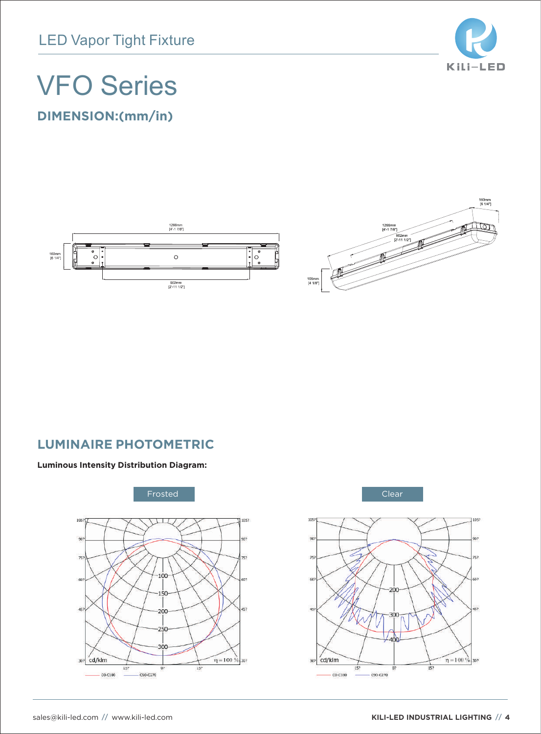LED Vapor Tight Fixture

# VFO Series

## DIMENSION:(mm/in)

1268mm
[4'-1 7/8"]

160mm
[6 1/4"]

902mm
[2'-11 1/2"]

105mm
[4 1/8"]

## LUMINAIRE PHOTOMETRIC

**Luminous Intensity Distribution Diagram:**

Frosted

Clear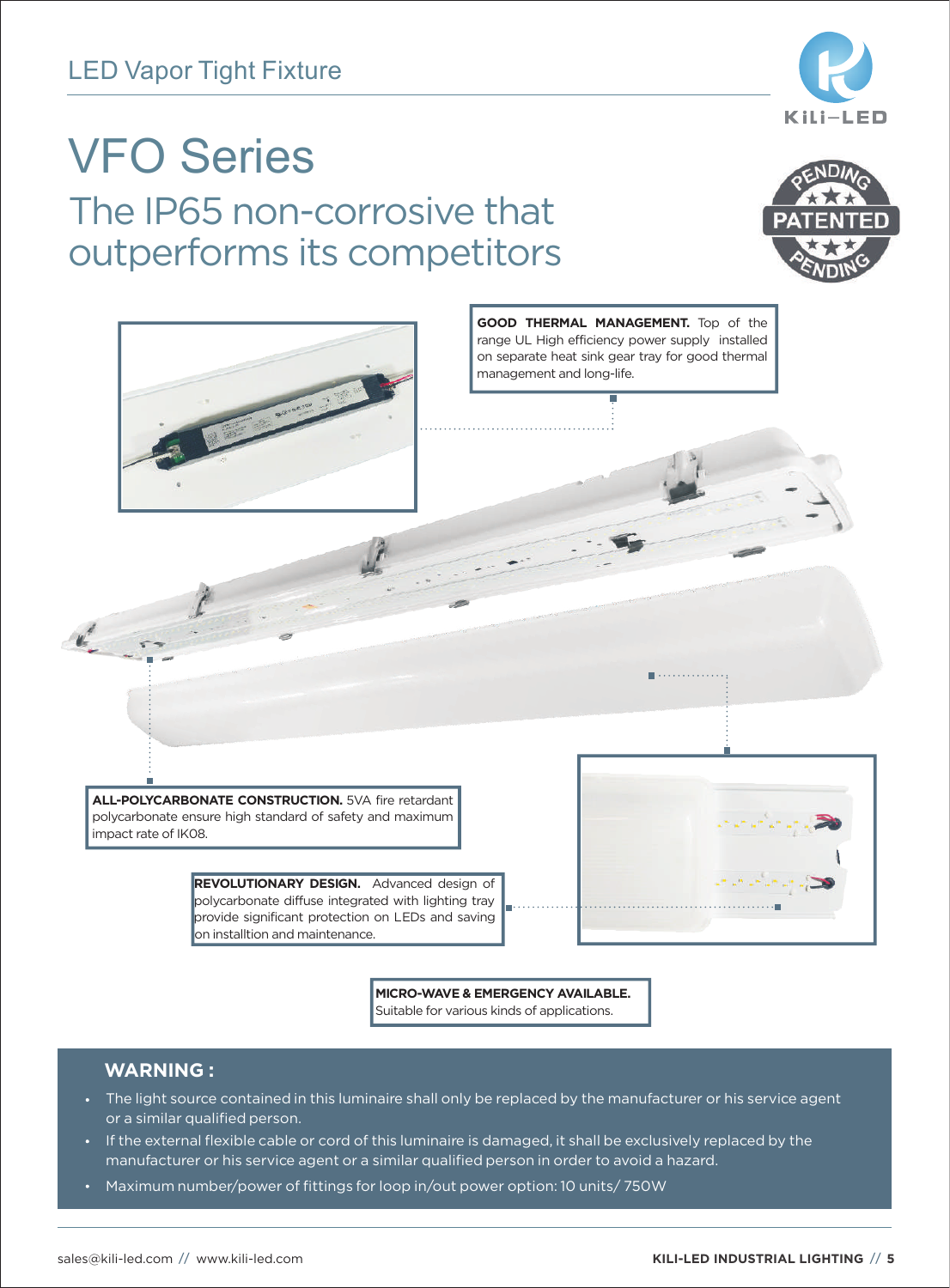LED Vapor Tight Fixture

# VFO Series

## The IP65 non-corrosive that outperforms its competitors

PENDING PATENTED PENDING

**GOOD THERMAL MANAGEMENT.** Top of the range UL High efficiency power supply installed on separate heat sink gear tray for good thermal management and long-life.

**ALL-POLYCARBONATE CONSTRUCTION.** 5VA fire retardant polycarbonate ensure high standard of safety and maximum impact rate of IK08.

**REVOLUTIONARY DESIGN.** Advanced design of polycarbonate diffuse integrated with lighting tray provide significant protection on LEDs and saving on installtion and maintenance.

**MICRO-WAVE & EMERGENCY AVAILABLE.** Suitable for various kinds of applications.

### WARNING :

- The light source contained in this luminaire shall only be replaced by the manufacturer or his service agent or a similar qualified person.
- If the external flexible cable or cord of this luminaire is damaged, it shall be exclusively replaced by the manufacturer or his service agent or a similar qualified person in order to avoid a hazard.
- Maximum number/power of fittings for loop in/out power option: 10 units/ 750W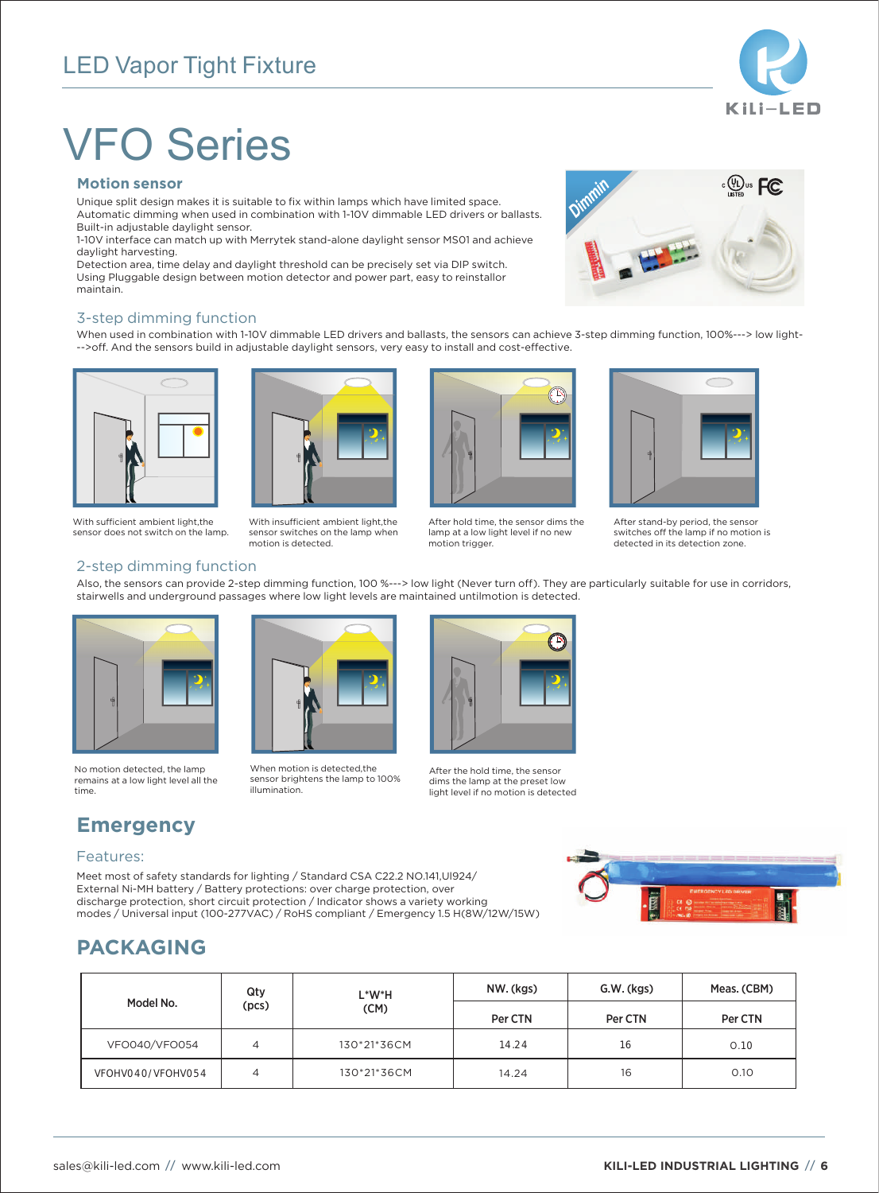LED Vapor Tight Fixture

# VFO Series

## Motion sensor

Unique split design makes it is suitable to fix within lamps which have limited space.
Automatic dimming when used in combination with 1-10V dimmable LED drivers or ballasts.
Built-in adjustable daylight sensor.
1-10V interface can match up with Merrytek stand-alone daylight sensor MS01 and achieve daylight harvesting.
Detection area, time delay and daylight threshold can be precisely set via DIP switch.
Using Pluggable design between motion detector and power part, easy to reinstallor maintain.

### 3-step dimming function

When used in combination with 1-10V dimmable LED drivers and ballasts, the sensors can achieve 3-step dimming function, 100%---> low light--->off. And the sensors build in adjustable daylight sensors, very easy to install and cost-effective.

With sufficient ambient light,the sensor does not switch on the lamp.

With insufficient ambient light,the sensor switches on the lamp when motion is detected.

After hold time, the sensor dims the lamp at a low light level if no new motion trigger.

After stand-by period, the sensor switches off the lamp if no motion is detected in its detection zone.

### 2-step dimming function

Also, the sensors can provide 2-step dimming function, 100 %---> low light (Never turn off). They are particularly suitable for use in corridors, stairwells and underground passages where low light levels are maintained untilmotion is detected.

No motion detected, the lamp remains at a low light level all the time.

When motion is detected,the sensor brightens the lamp to 100% illumination.

After the hold time, the sensor dims the lamp at the preset low light level if no motion is detected

## Emergency

### Features:

Meet most of safety standards for lighting / Standard CSA C22.2 NO.141,Ul924/ External Ni-MH battery / Battery protections: over charge protection, over discharge protection, short circuit protection / Indicator shows a variety working modes / Universal input (100-277VAC) / RoHS compliant / Emergency 1.5 H(8W/12W/15W)

## PACKAGING

| Model No. | Qty (pcs) | L*W*H (CM) | NW. (kgs) | G.W. (kgs) | Meas. (CBM) |
|---|---|---|---|---|---|
| | | | Per CTN | Per CTN | Per CTN |
| VFO040/VFO054 | 4 | 130*21*36CM | 14.24 | 16 | 0.10 |
| VFOHV040/VFOHV054 | 4 | 130*21*36CM | 14.24 | 16 | 0.10 |

sales@kili-led.com // www.kili-led.com